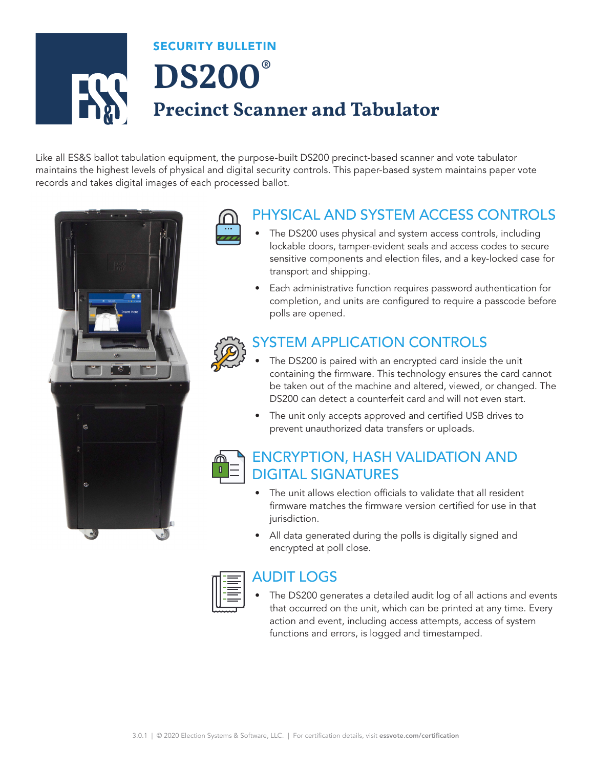SECURITY BULLETIN

# DS200®

## Precinct Scanner and Tabulator

Like all ES&S ballot tabulation equipment, the purpose-built DS200 precinct-based scanner and vote tabulator maintains the highest levels of physical and digital security controls. This paper-based system maintains paper vote records and takes digital images of each processed ballot.

### PHYSICAL AND SYSTEM ACCESS CONTROLS

- The DS200 uses physical and system access controls, including lockable doors, tamper-evident seals and access codes to secure sensitive components and election files, and a key-locked case for transport and shipping.
- Each administrative function requires password authentication for completion, and units are configured to require a passcode before polls are opened.

### SYSTEM APPLICATION CONTROLS

- The DS200 is paired with an encrypted card inside the unit containing the firmware. This technology ensures the card cannot be taken out of the machine and altered, viewed, or changed. The DS200 can detect a counterfeit card and will not even start.
- The unit only accepts approved and certified USB drives to prevent unauthorized data transfers or uploads.

### ENCRYPTION, HASH VALIDATION AND DIGITAL SIGNATURES

- The unit allows election officials to validate that all resident firmware matches the firmware version certified for use in that jurisdiction.
- All data generated during the polls is digitally signed and encrypted at poll close.

### AUDIT LOGS

- The DS200 generates a detailed audit log of all actions and events that occurred on the unit, which can be printed at any time. Every action and event, including access attempts, access of system functions and errors, is logged and timestamped.

3.0.1 | © 2020 Election Systems & Software, LLC. | For certification details, visit **essvote.com/certification**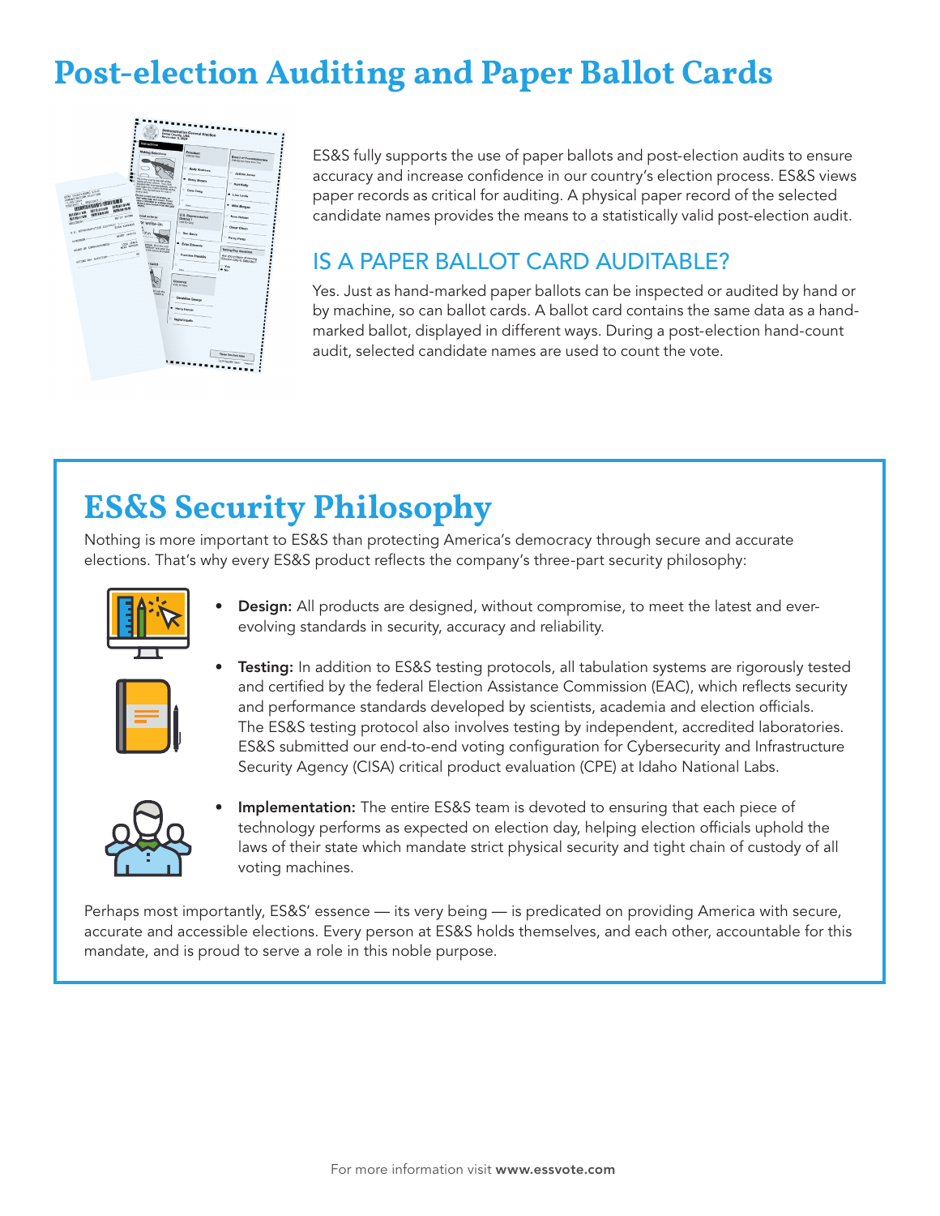# Post-election Auditing and Paper Ballot Cards

ES&S fully supports the use of paper ballots and post-election audits to ensure accuracy and increase confidence in our country's election process. ES&S views paper records as critical for auditing. A physical paper record of the selected candidate names provides the means to a statistically valid post-election audit.

## IS A PAPER BALLOT CARD AUDITABLE?

Yes. Just as hand-marked paper ballots can be inspected or audited by hand or by machine, so can ballot cards. A ballot card contains the same data as a hand-marked ballot, displayed in different ways. During a post-election hand-count audit, selected candidate names are used to count the vote.

# ES&S Security Philosophy

Nothing is more important to ES&S than protecting America's democracy through secure and accurate elections. That's why every ES&S product reflects the company's three-part security philosophy:

- **Design:** All products are designed, without compromise, to meet the latest and ever-evolving standards in security, accuracy and reliability.
- **Testing:** In addition to ES&S testing protocols, all tabulation systems are rigorously tested and certified by the federal Election Assistance Commission (EAC), which reflects security and performance standards developed by scientists, academia and election officials. The ES&S testing protocol also involves testing by independent, accredited laboratories. ES&S submitted our end-to-end voting configuration for Cybersecurity and Infrastructure Security Agency (CISA) critical product evaluation (CPE) at Idaho National Labs.
- **Implementation:** The entire ES&S team is devoted to ensuring that each piece of technology performs as expected on election day, helping election officials uphold the laws of their state which mandate strict physical security and tight chain of custody of all voting machines.

Perhaps most importantly, ES&S' essence — its very being — is predicated on providing America with secure, accurate and accessible elections. Every person at ES&S holds themselves, and each other, accountable for this mandate, and is proud to serve a role in this noble purpose.

For more information visit **www.essvote.com**